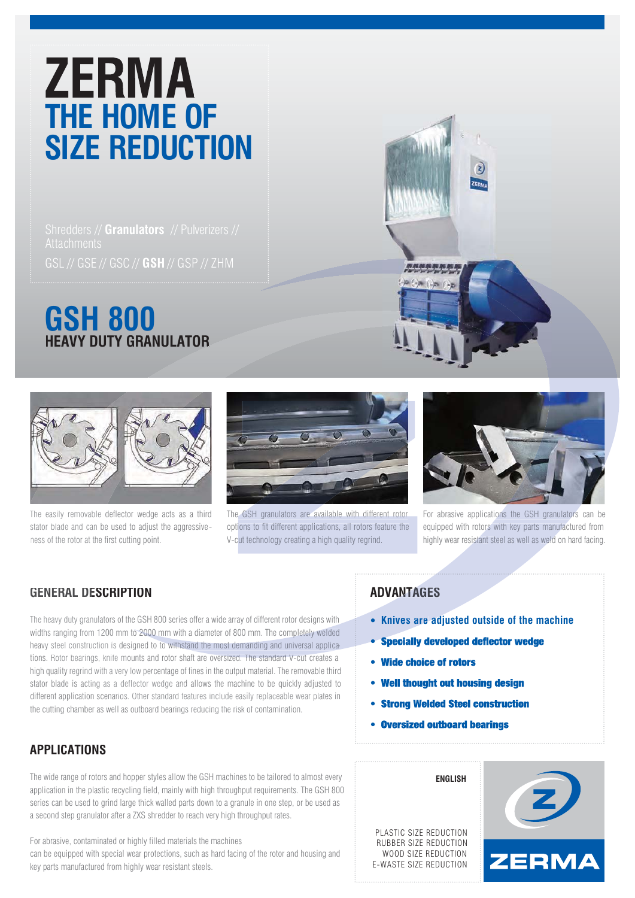# ZERMA
# THE HOME OF SIZE REDUCTION

Shredders // **Granulators** // Pulverizers // Attachments

GSL // GSE // GSC // **GSH** // GSP // ZHM

## GSH 800
### HEAVY DUTY GRANULATOR

The easily removable deflector wedge acts as a third stator blade and can be used to adjust the aggressiveness of the rotor at the first cutting point.

The GSH granulators are available with different rotor options to fit different applications, all rotors feature the V-cut technology creating a high quality regrind.

For abrasive applications the GSH granulators can be equipped with rotors with key parts manufactured from highly wear resistant steel as well as weld on hard facing.

## GENERAL DESCRIPTION

The heavy duty granulators of the GSH 800 series offer a wide array of different rotor designs with widths ranging from 1200 mm to 2000 mm with a diameter of 800 mm. The completely welded heavy steel construction is designed to to withstand the most demanding and universal applications. Rotor bearings, knife mounts and rotor shaft are oversized. The standard V-cut creates a high quality regrind with a very low percentage of fines in the output material. The removable third stator blade is acting as a deflector wedge and allows the machine to be quickly adjusted to different application scenarios. Other standard features include easily replaceable wear plates in the cutting chamber as well as outboard bearings reducing the risk of contamination.

## APPLICATIONS

The wide range of rotors and hopper styles allow the GSH machines to be tailored to almost every application in the plastic recycling field, mainly with high throughput requirements. The GSH 800 series can be used to grind large thick walled parts down to a granule in one step, or be used as a second step granulator after a ZXS shredder to reach very high throughput rates.

For abrasive, contaminated or highly filled materials the machines can be equipped with special wear protections, such as hard facing of the rotor and housing and key parts manufactured from highly wear resistant steels.

## ADVANTAGES

- **Knives are adjusted outside of the machine**
- **Specially developed deflector wedge**
- **Wide choice of rotors**
- **Well thought out housing design**
- **Strong Welded Steel construction**
- **Oversized outboard bearings**

**ENGLISH**

PLASTIC SIZE REDUCTION
RUBBER SIZE REDUCTION
WOOD SIZE REDUCTION
E-WASTE SIZE REDUCTION

ZERMA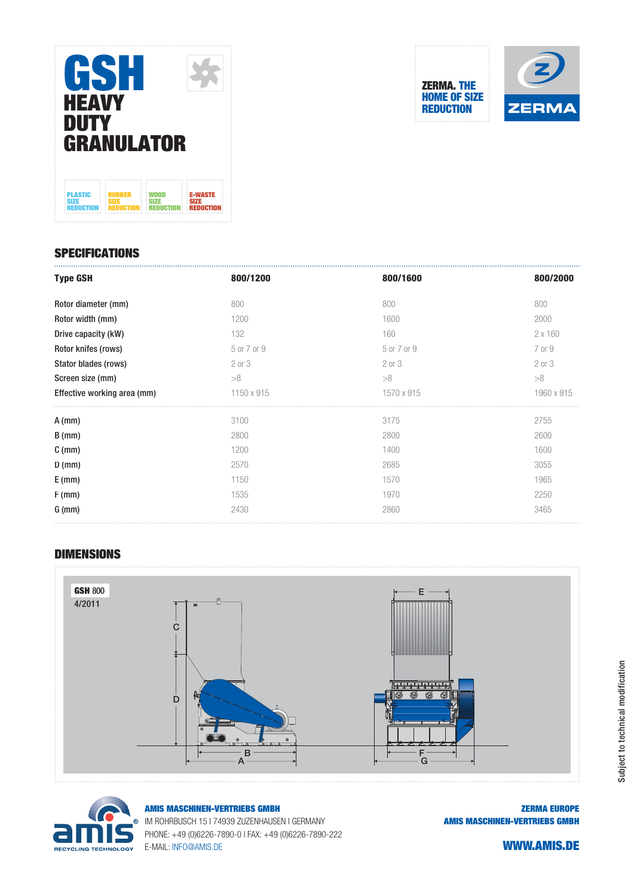# GSH HEAVY DUTY GRANULATOR

PLASTIC SIZE REDUCTION | RUBBER SIZE REDUCTION | WOOD SIZE REDUCTION | E-WASTE SIZE REDUCTION

ZERMA. THE HOME OF SIZE REDUCTION

ZERMA

## SPECIFICATIONS

| Type GSH | 800/1200 | 800/1600 | 800/2000 |
|---|---|---|---|
| Rotor diameter (mm) | 800 | 800 | 800 |
| Rotor width (mm) | 1200 | 1600 | 2000 |
| Drive capacity (kW) | 132 | 160 | 2 x 160 |
| Rotor knifes (rows) | 5 or 7 or 9 | 5 or 7 or 9 | 7 or 9 |
| Stator blades (rows) | 2 or 3 | 2 or 3 | 2 or 3 |
| Screen size (mm) | >8 | >8 | >8 |
| Effective working area (mm) | 1150 x 915 | 1570 x 915 | 1960 x 915 |
| A (mm) | 3100 | 3175 | 2755 |
| B (mm) | 2800 | 2800 | 2600 |
| C (mm) | 1200 | 1400 | 1600 |
| D (mm) | 2570 | 2685 | 3055 |
| E (mm) | 1150 | 1570 | 1965 |
| F (mm) | 1535 | 1970 | 2250 |
| G (mm) | 2430 | 2860 | 3465 |

## DIMENSIONS

GSH 800
4/2011

C
D
B
A
E
F
G

Subject to technical modification

amis RECYCLING TECHNOLOGY

**AMIS MASCHINEN-VERTRIEBS GMBH**
IM ROHRBUSCH 15 I 74939 ZUZENHAUSEN I GERMANY
PHONE: +49 (0)6226-7890-0 I FAX: +49 (0)6226-7890-222
E-MAIL: INFO@AMIS.DE

**ZERMA EUROPE**
**AMIS MASCHINEN-VERTRIEBS GMBH**

**WWW.AMIS.DE**